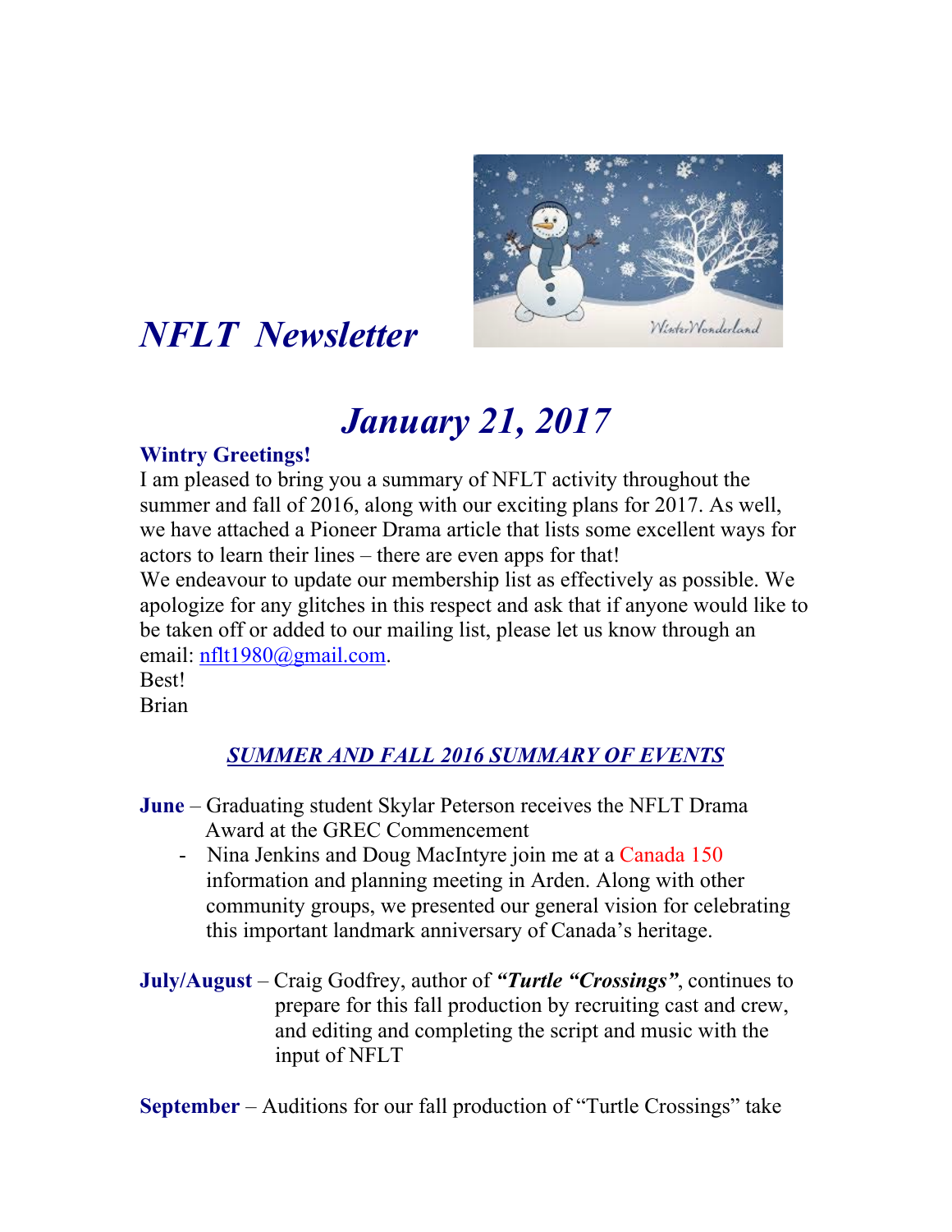# *NFLT Newsletter*

## *January 21, 2017*

**Wintry Greetings!**

I am pleased to bring you a summary of NFLT activity throughout the summer and fall of 2016, along with our exciting plans for 2017. As well, we have attached a Pioneer Drama article that lists some excellent ways for actors to learn their lines – there are even apps for that!

We endeavour to update our membership list as effectively as possible. We apologize for any glitches in this respect and ask that if anyone would like to be taken off or added to our mailing list, please let us know through an email: nflt1980@gmail.com.

Best!

Brian

### ***SUMMER AND FALL 2016 SUMMARY OF EVENTS***

**June** – Graduating student Skylar Peterson receives the NFLT Drama Award at the GREC Commencement

- Nina Jenkins and Doug MacIntyre join me at a Canada 150 information and planning meeting in Arden. Along with other community groups, we presented our general vision for celebrating this important landmark anniversary of Canada's heritage.

**July/August** – Craig Godfrey, author of ***"Turtle "Crossings"***, continues to prepare for this fall production by recruiting cast and crew, and editing and completing the script and music with the input of NFLT

**September** – Auditions for our fall production of "Turtle Crossings" take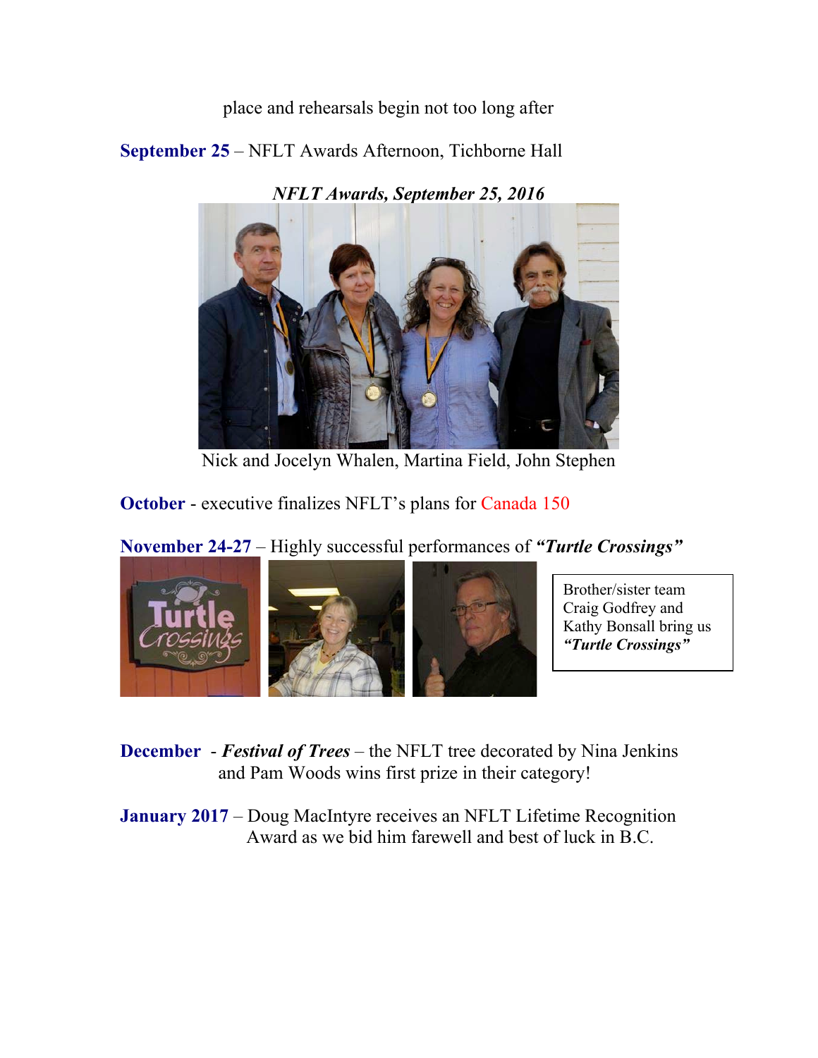place and rehearsals begin not too long after

**September 25** – NFLT Awards Afternoon, Tichborne Hall

***NFLT Awards, September 25, 2016***

Nick and Jocelyn Whalen, Martina Field, John Stephen

**October** - executive finalizes NFLT's plans for Canada 150

**November 24-27** – Highly successful performances of ***"Turtle Crossings"***

Brother/sister team Craig Godfrey and Kathy Bonsall bring us ***"Turtle Crossings"***

**December** - ***Festival of Trees*** – the NFLT tree decorated by Nina Jenkins and Pam Woods wins first prize in their category!

**January 2017** – Doug MacIntyre receives an NFLT Lifetime Recognition Award as we bid him farewell and best of luck in B.C.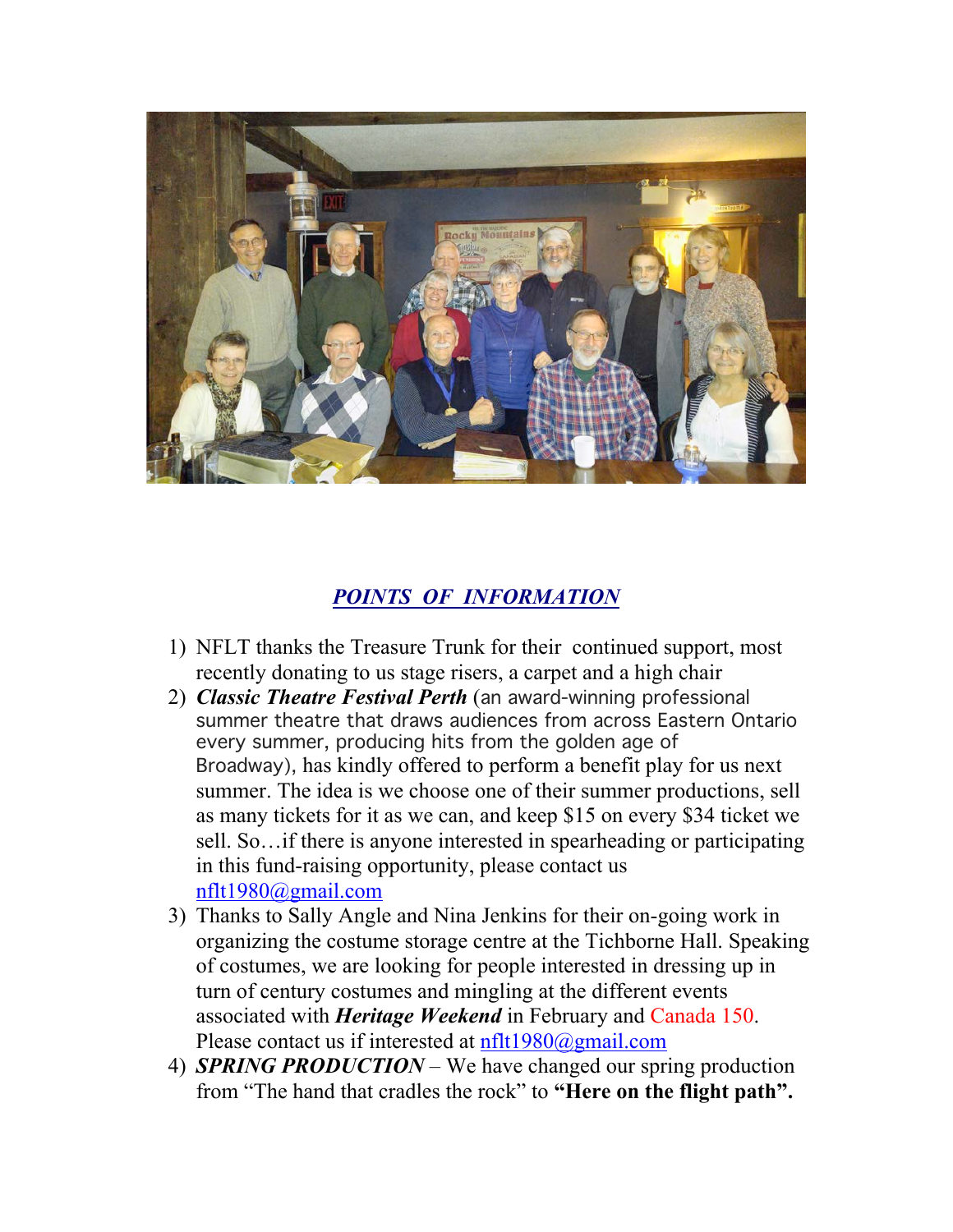## ***POINTS OF INFORMATION***

1) NFLT thanks the Treasure Trunk for their continued support, most recently donating to us stage risers, a carpet and a high chair
2) ***Classic Theatre Festival Perth*** (an award-winning professional summer theatre that draws audiences from across Eastern Ontario every summer, producing hits from the golden age of Broadway), has kindly offered to perform a benefit play for us next summer. The idea is we choose one of their summer productions, sell as many tickets for it as we can, and keep \$15 on every \$34 ticket we sell. So…if there is anyone interested in spearheading or participating in this fund-raising opportunity, please contact us nflt1980@gmail.com
3) Thanks to Sally Angle and Nina Jenkins for their on-going work in organizing the costume storage centre at the Tichborne Hall. Speaking of costumes, we are looking for people interested in dressing up in turn of century costumes and mingling at the different events associated with ***Heritage Weekend*** in February and Canada 150. Please contact us if interested at nflt1980@gmail.com
4) ***SPRING PRODUCTION*** – We have changed our spring production from "The hand that cradles the rock" to **"Here on the flight path".**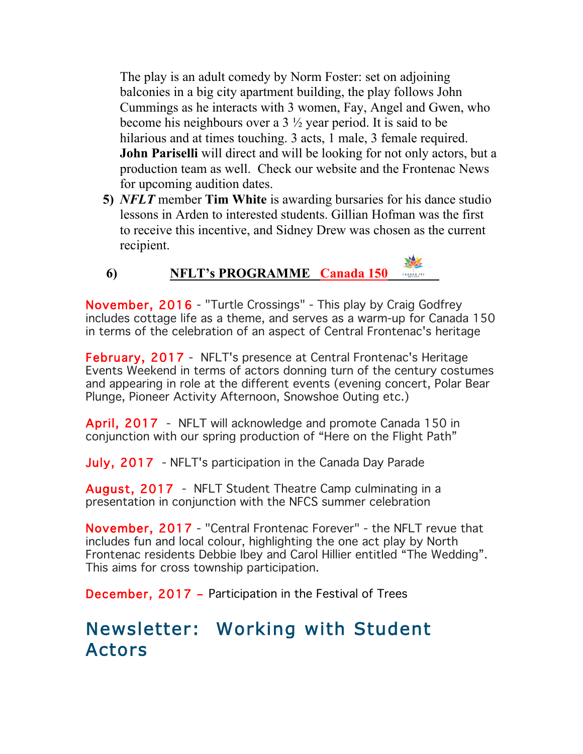The play is an adult comedy by Norm Foster: set on adjoining balconies in a big city apartment building, the play follows John Cummings as he interacts with 3 women, Fay, Angel and Gwen, who become his neighbours over a 3 ½ year period. It is said to be hilarious and at times touching. 3 acts, 1 male, 3 female required. **John Pariselli** will direct and will be looking for not only actors, but a production team as well. Check our website and the Frontenac News for upcoming audition dates.

5) ***NFLT*** member **Tim White** is awarding bursaries for his dance studio lessons in Arden to interested students. Gillian Hofman was the first to receive this incentive, and Sidney Drew was chosen as the current recipient.

6) **NFLT's PROGRAMME Canada 150**

November, 2016 - "Turtle Crossings" - This play by Craig Godfrey includes cottage life as a theme, and serves as a warm-up for Canada 150 in terms of the celebration of an aspect of Central Frontenac's heritage

February, 2017 - NFLT's presence at Central Frontenac's Heritage Events Weekend in terms of actors donning turn of the century costumes and appearing in role at the different events (evening concert, Polar Bear Plunge, Pioneer Activity Afternoon, Snowshoe Outing etc.)

April, 2017 - NFLT will acknowledge and promote Canada 150 in conjunction with our spring production of "Here on the Flight Path"

July, 2017 - NFLT's participation in the Canada Day Parade

August, 2017 - NFLT Student Theatre Camp culminating in a presentation in conjunction with the NFCS summer celebration

November, 2017 - "Central Frontenac Forever" - the NFLT revue that includes fun and local colour, highlighting the one act play by North Frontenac residents Debbie Ibey and Carol Hillier entitled "The Wedding". This aims for cross township participation.

December, 2017 – Participation in the Festival of Trees

# Newsletter: Working with Student Actors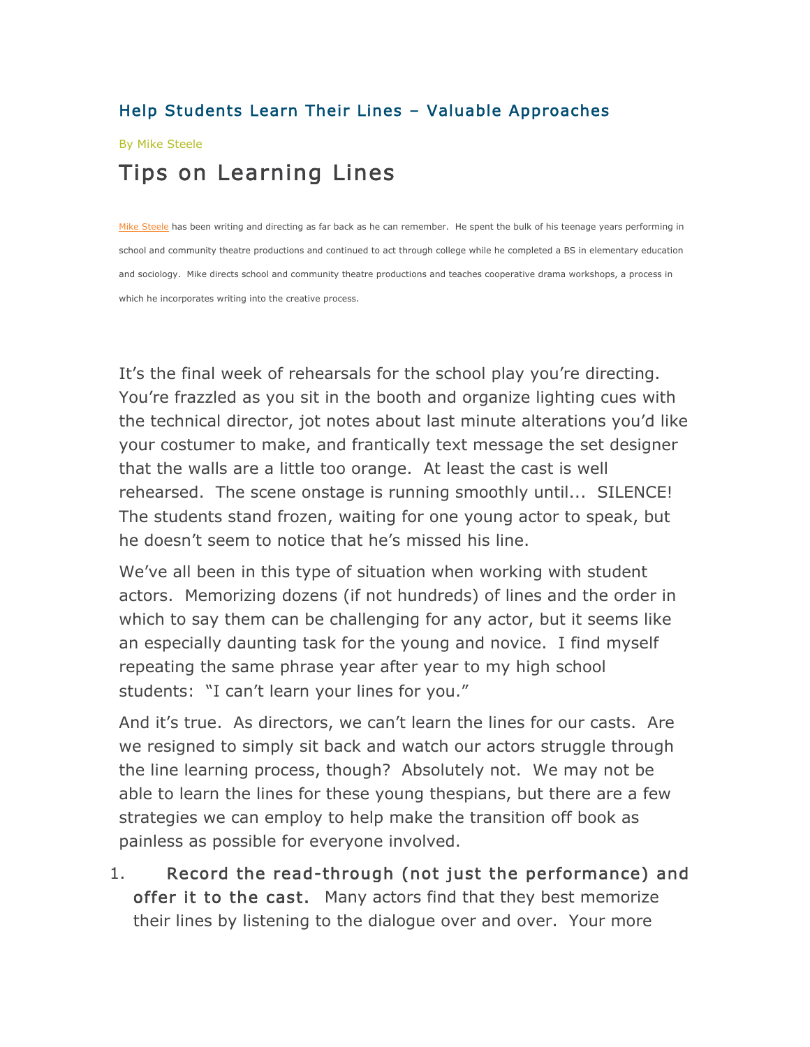## Help Students Learn Their Lines – Valuable Approaches

By Mike Steele

# Tips on Learning Lines

Mike Steele has been writing and directing as far back as he can remember. He spent the bulk of his teenage years performing in school and community theatre productions and continued to act through college while he completed a BS in elementary education and sociology. Mike directs school and community theatre productions and teaches cooperative drama workshops, a process in which he incorporates writing into the creative process.

It's the final week of rehearsals for the school play you're directing. You're frazzled as you sit in the booth and organize lighting cues with the technical director, jot notes about last minute alterations you'd like your costumer to make, and frantically text message the set designer that the walls are a little too orange. At least the cast is well rehearsed. The scene onstage is running smoothly until... SILENCE! The students stand frozen, waiting for one young actor to speak, but he doesn't seem to notice that he's missed his line.

We've all been in this type of situation when working with student actors. Memorizing dozens (if not hundreds) of lines and the order in which to say them can be challenging for any actor, but it seems like an especially daunting task for the young and novice. I find myself repeating the same phrase year after year to my high school students: "I can't learn your lines for you."

And it's true. As directors, we can't learn the lines for our casts. Are we resigned to simply sit back and watch our actors struggle through the line learning process, though? Absolutely not. We may not be able to learn the lines for these young thespians, but there are a few strategies we can employ to help make the transition off book as painless as possible for everyone involved.

1. **Record the read-through (not just the performance) and offer it to the cast.** Many actors find that they best memorize their lines by listening to the dialogue over and over. Your more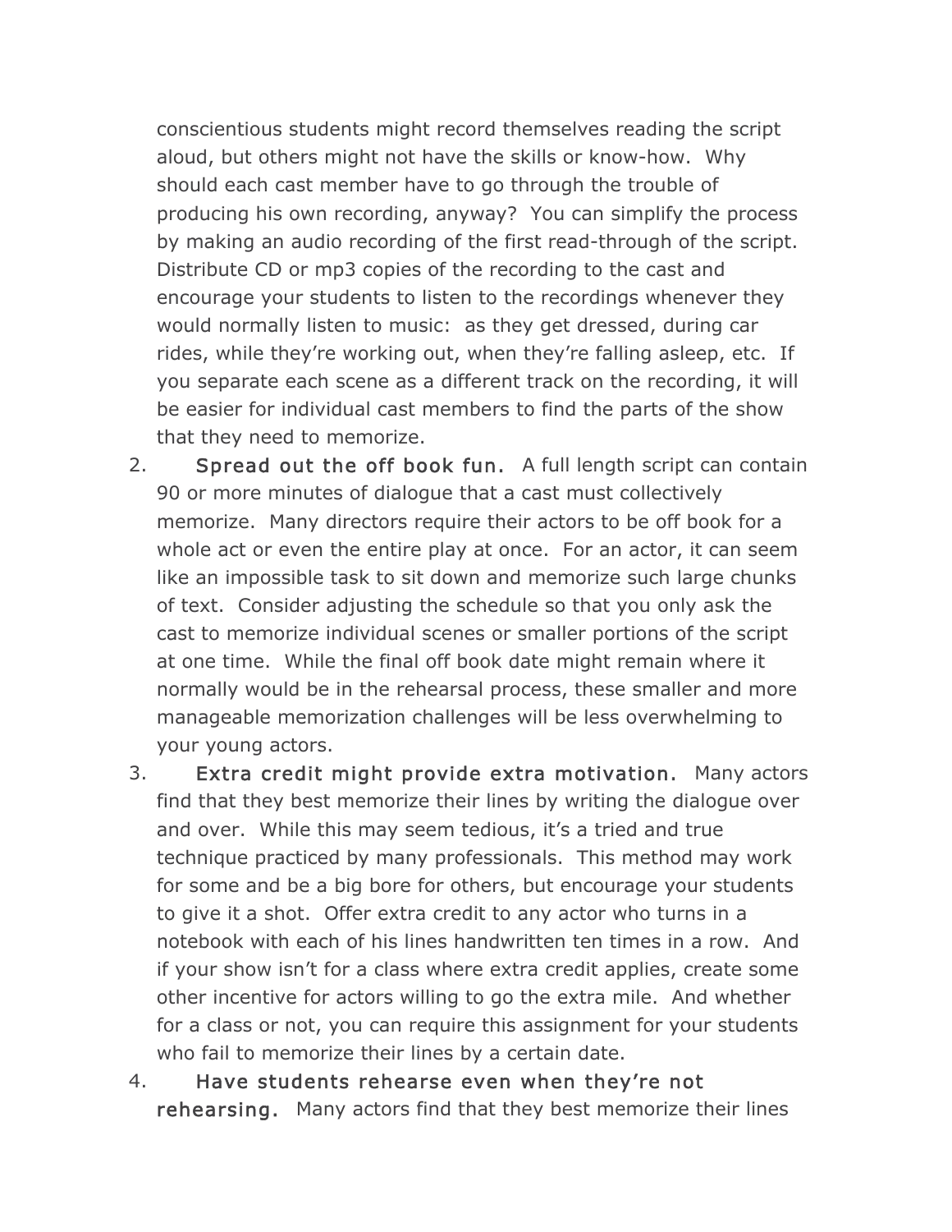conscientious students might record themselves reading the script aloud, but others might not have the skills or know-how. Why should each cast member have to go through the trouble of producing his own recording, anyway? You can simplify the process by making an audio recording of the first read-through of the script. Distribute CD or mp3 copies of the recording to the cast and encourage your students to listen to the recordings whenever they would normally listen to music: as they get dressed, during car rides, while they're working out, when they're falling asleep, etc. If you separate each scene as a different track on the recording, it will be easier for individual cast members to find the parts of the show that they need to memorize.

2. **Spread out the off book fun.** A full length script can contain 90 or more minutes of dialogue that a cast must collectively memorize. Many directors require their actors to be off book for a whole act or even the entire play at once. For an actor, it can seem like an impossible task to sit down and memorize such large chunks of text. Consider adjusting the schedule so that you only ask the cast to memorize individual scenes or smaller portions of the script at one time. While the final off book date might remain where it normally would be in the rehearsal process, these smaller and more manageable memorization challenges will be less overwhelming to your young actors.
3. **Extra credit might provide extra motivation.** Many actors find that they best memorize their lines by writing the dialogue over and over. While this may seem tedious, it's a tried and true technique practiced by many professionals. This method may work for some and be a big bore for others, but encourage your students to give it a shot. Offer extra credit to any actor who turns in a notebook with each of his lines handwritten ten times in a row. And if your show isn't for a class where extra credit applies, create some other incentive for actors willing to go the extra mile. And whether for a class or not, you can require this assignment for your students who fail to memorize their lines by a certain date.
4. **Have students rehearse even when they're not rehearsing.** Many actors find that they best memorize their lines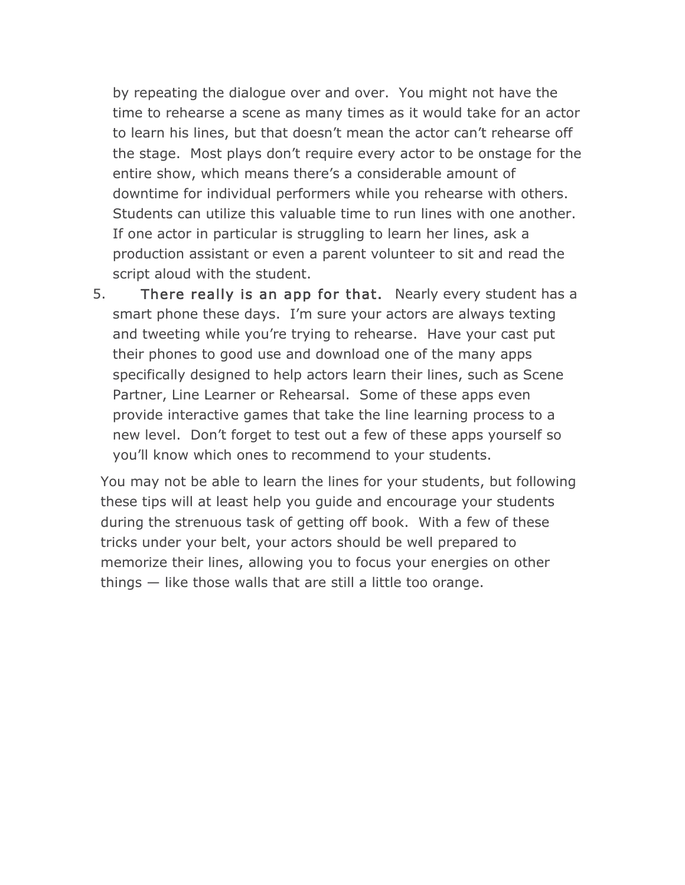by repeating the dialogue over and over. You might not have the time to rehearse a scene as many times as it would take for an actor to learn his lines, but that doesn't mean the actor can't rehearse off the stage. Most plays don't require every actor to be onstage for the entire show, which means there's a considerable amount of downtime for individual performers while you rehearse with others. Students can utilize this valuable time to run lines with one another. If one actor in particular is struggling to learn her lines, ask a production assistant or even a parent volunteer to sit and read the script aloud with the student.

5. There really is an app for that. Nearly every student has a smart phone these days. I'm sure your actors are always texting and tweeting while you're trying to rehearse. Have your cast put their phones to good use and download one of the many apps specifically designed to help actors learn their lines, such as Scene Partner, Line Learner or Rehearsal. Some of these apps even provide interactive games that take the line learning process to a new level. Don't forget to test out a few of these apps yourself so you'll know which ones to recommend to your students.

You may not be able to learn the lines for your students, but following these tips will at least help you guide and encourage your students during the strenuous task of getting off book. With a few of these tricks under your belt, your actors should be well prepared to memorize their lines, allowing you to focus your energies on other things — like those walls that are still a little too orange.